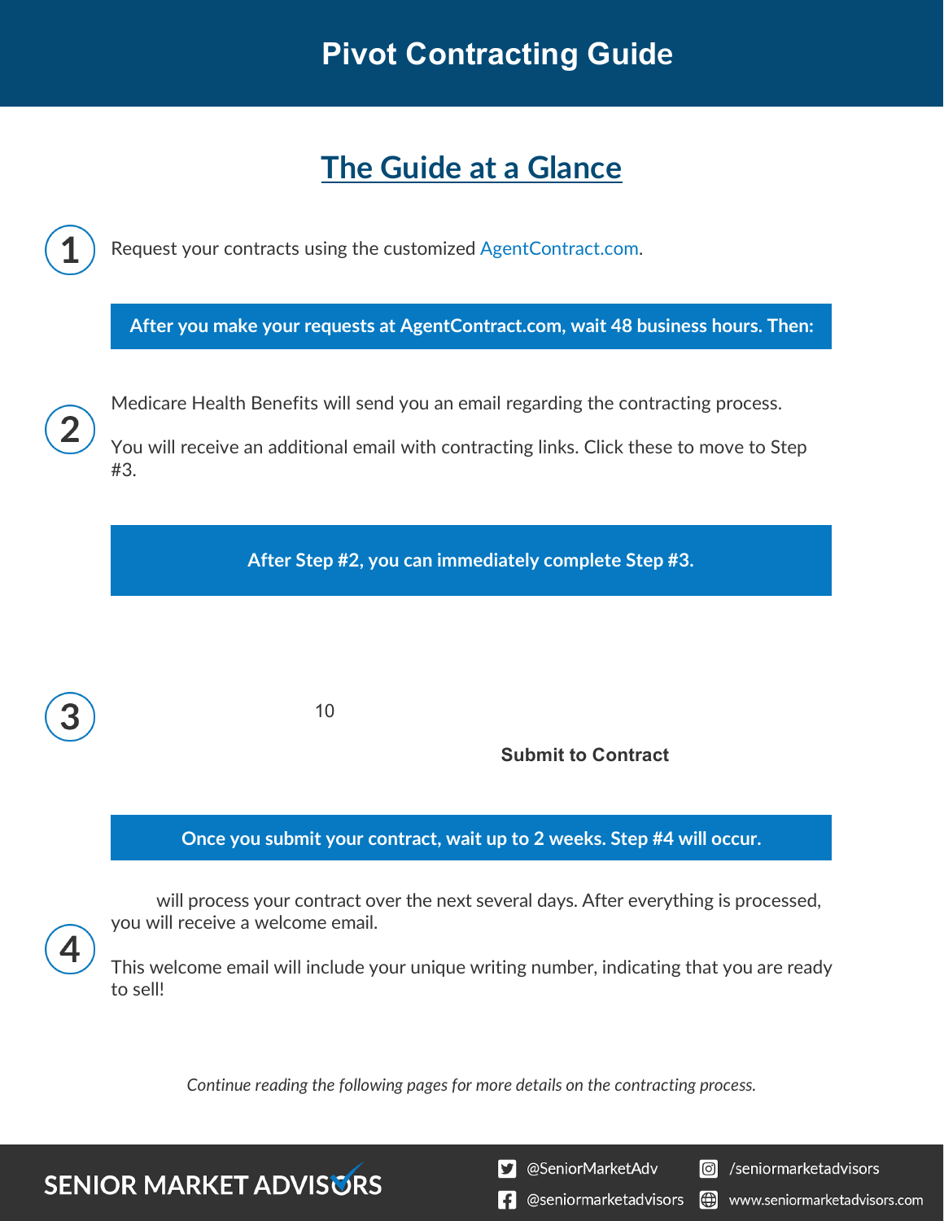# Pivot Contracting Guide

## The Guide at a Glance

**1** Request your contracts using the customized AgentContract.com.

**After you make your requests at AgentContract.com, wait 48 business hours. Then:**

**2** Medicare Health Benefits will send you an email regarding the contracting process.

You will receive an additional email with contracting links. Click these to move to Step #3.

**After Step #2, you can immediately complete Step #3.**

**3** 10

**Submit to Contract**

**Once you submit your contract, wait up to 2 weeks. Step #4 will occur.**

**4** will process your contract over the next several days. After everything is processed, you will receive a welcome email.

This welcome email will include your unique writing number, indicating that you are ready to sell!

*Continue reading the following pages for more details on the contracting process.*

SENIOR MARKET ADVISORS

@SeniorMarketAdv

/seniormarketadvisors

@seniormarketadvisors

www.seniormarketadvisors.com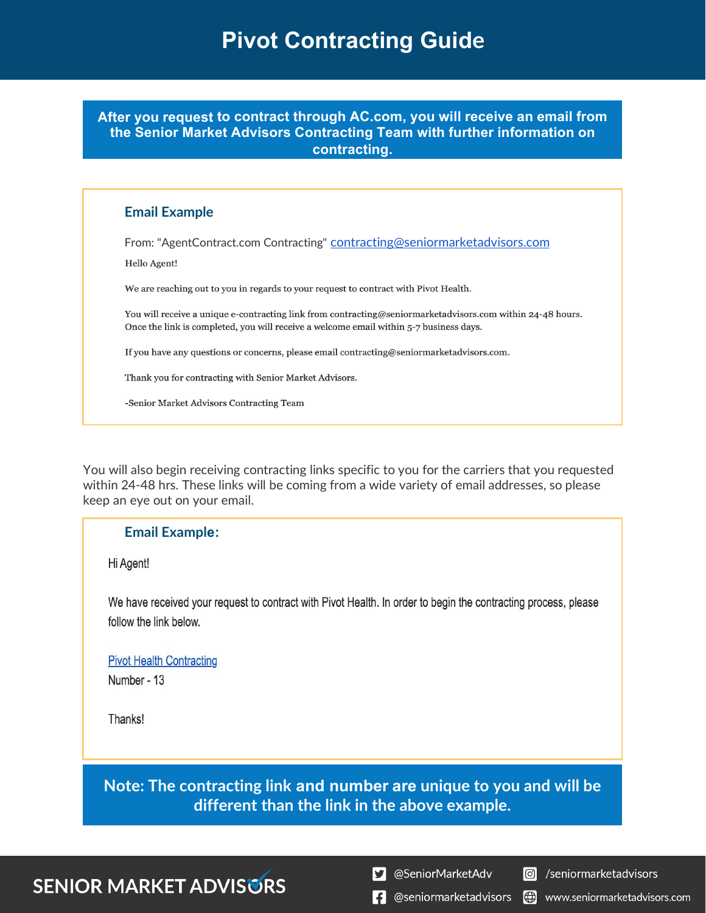# Pivot Contracting Guide

**After you request to contract through AC.com, you will receive an email from the Senior Market Advisors Contracting Team with further information on contracting.**

### Email Example

From: "AgentContract.com Contracting" contracting@seniormarketadvisors.com

Hello Agent!

We are reaching out to you in regards to your request to contract with Pivot Health.

You will receive a unique e-contracting link from contracting@seniormarketadvisors.com within 24-48 hours. Once the link is completed, you will receive a welcome email within 5-7 business days.

If you have any questions or concerns, please email contracting@seniormarketadvisors.com.

Thank you for contracting with Senior Market Advisors.

-Senior Market Advisors Contracting Team

You will also begin receiving contracting links specific to you for the carriers that you requested within 24-48 hrs. These links will be coming from a wide variety of email addresses, so please keep an eye out on your email.

### Email Example:

Hi Agent!

We have received your request to contract with Pivot Health. In order to begin the contracting process, please follow the link below.

Pivot Health Contracting
Number - 13

Thanks!

**Note: The contracting link and number are unique to you and will be different than the link in the above example.**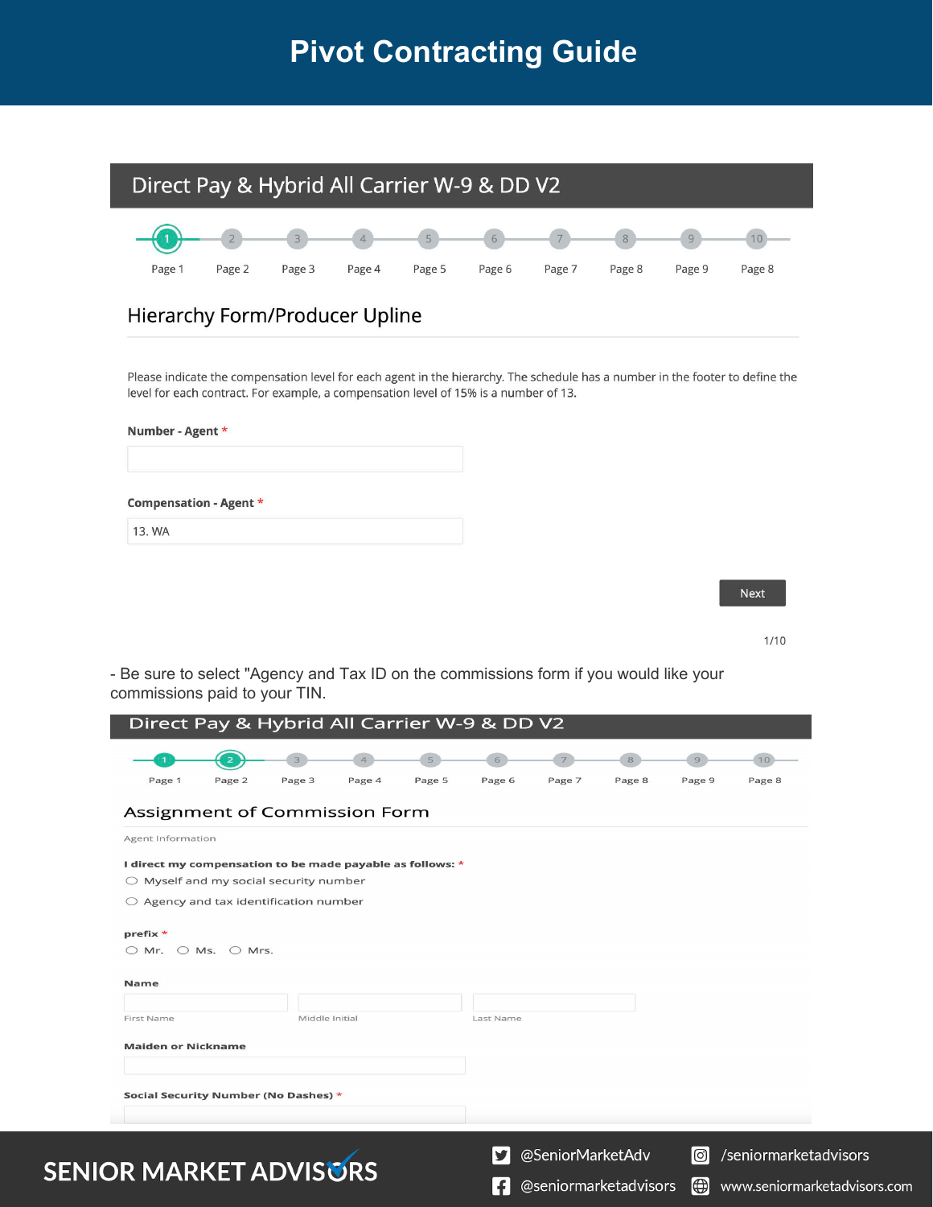# Pivot Contracting Guide

## Direct Pay & Hybrid All Carrier W-9 & DD V2

Page 1 | Page 2 | Page 3 | Page 4 | Page 5 | Page 6 | Page 7 | Page 8 | Page 9 | Page 8

### Hierarchy Form/Producer Upline

Please indicate the compensation level for each agent in the hierarchy. The schedule has a number in the footer to define the level for each contract. For example, a compensation level of 15% is a number of 13.

**Number - Agent** *

**Compensation - Agent** *

13. WA

Next

1/10

- Be sure to select "Agency and Tax ID on the commissions form if you would like your commissions paid to your TIN.

## Direct Pay & Hybrid All Carrier W-9 & DD V2

Page 1 | Page 2 | Page 3 | Page 4 | Page 5 | Page 6 | Page 7 | Page 8 | Page 9 | Page 8

### Assignment of Commission Form

Agent Information

**I direct my compensation to be made payable as follows:** *

- Myself and my social security number
- Agency and tax identification number

**prefix** *

- Mr.
- Ms.
- Mrs.

**Name**

First Name | Middle Initial | Last Name

**Maiden or Nickname**

**Social Security Number (No Dashes)** *

SENIOR MARKET ADVISORS

@SeniorMarketAdv | /seniormarketadvisors | @seniormarketadvisors | www.seniormarketadvisors.com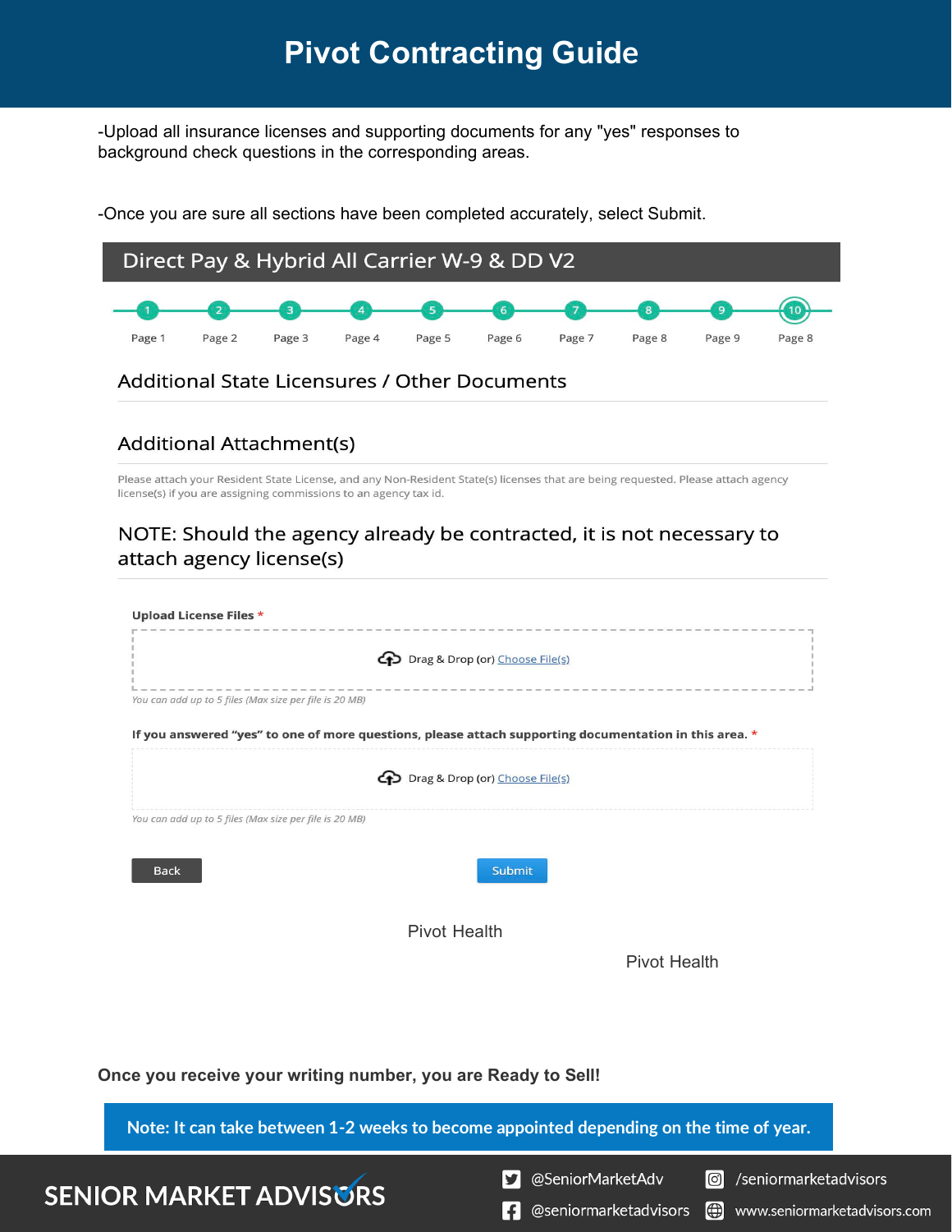# Pivot Contracting Guide

-Upload all insurance licenses and supporting documents for any "yes" responses to background check questions in the corresponding areas.

-Once you are sure all sections have been completed accurately, select Submit.

## Direct Pay & Hybrid All Carrier W-9 & DD V2

1 Page 1 — 2 Page 2 — 3 Page 3 — 4 Page 4 — 5 Page 5 — 6 Page 6 — 7 Page 7 — 8 Page 8 — 9 Page 9 — 10 Page 8

### Additional State Licensures / Other Documents

### Additional Attachment(s)

Please attach your Resident State License, and any Non-Resident State(s) licenses that are being requested. Please attach agency license(s) if you are assigning commissions to an agency tax id.

### NOTE: Should the agency already be contracted, it is not necessary to attach agency license(s)

**Upload License Files** *

Drag & Drop (or) Choose File(s)

*You can add up to 5 files (Max size per file is 20 MB)*

**If you answered "yes" to one of more questions, please attach supporting documentation in this area.** *

Drag & Drop (or) Choose File(s)

*You can add up to 5 files (Max size per file is 20 MB)*

Back

Submit

Pivot Health

Pivot Health

**Once you receive your writing number, you are Ready to Sell!**

**Note: It can take between 1-2 weeks to become appointed depending on the time of year.**

SENIOR MARKET ADVISORS

@SeniorMarketAdv

/seniormarketadvisors

@seniormarketadvisors

www.seniormarketadvisors.com